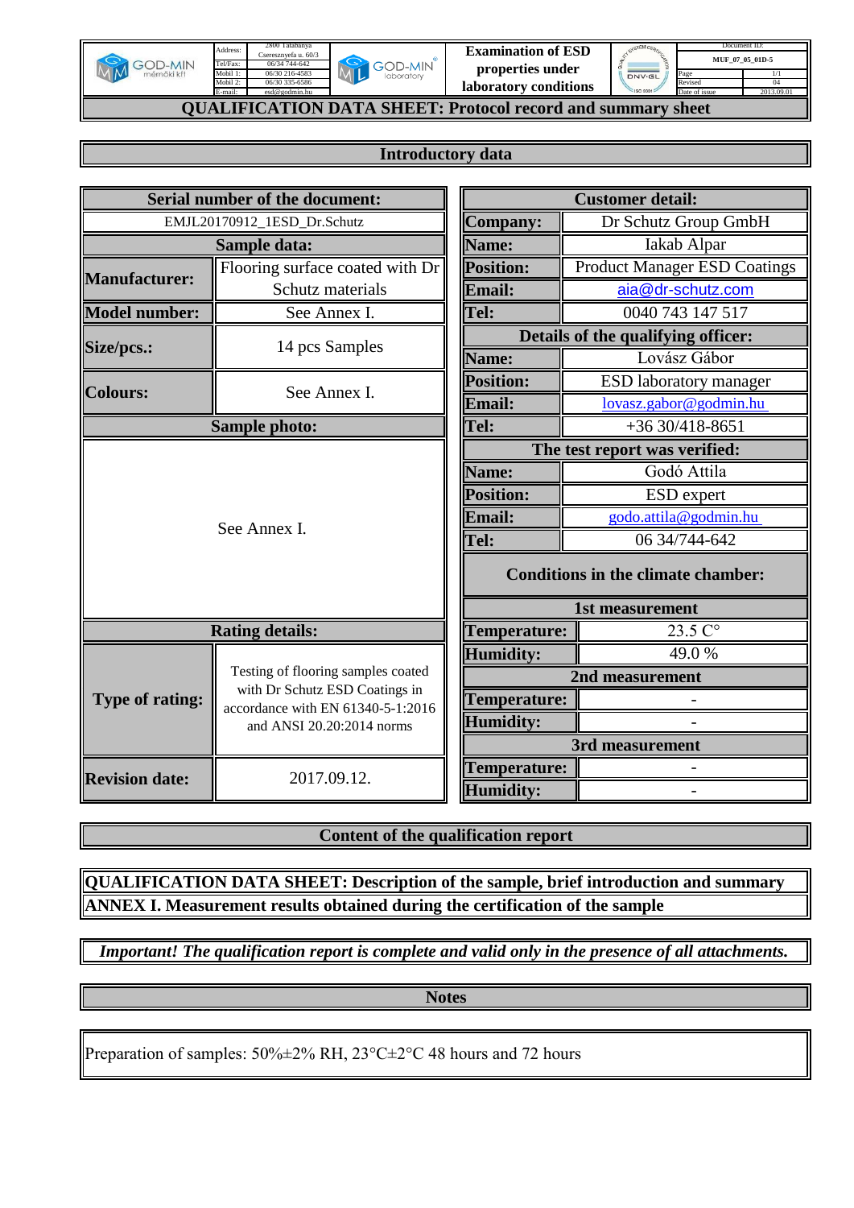| | Address: | 2800 Tatabánya Cseresznyefa u. 60/3 | | Examination of ESD properties under laboratory conditions | | Document ID: MUF_07_05_01D-5 | |
|---|---|---|---|---|---|---|---|
| GOD-MIN mérnöki kft | Tel/Fax: | 06/34 744-642 | GOD-MIN laboratory | | DNV-GL | Page | 1/1 |
| | Mobil 1: | 06/30 216-4583 | | | | Revised | 04 |
| | Mobil 2: | 06/30 335-6586 | | | | Date of issue | 2013.09.01 |
| | E-mail: | esd@godmin.hu | | | | | |

# QUALIFICATION DATA SHEET: Protocol record and summary sheet

## Introductory data

| Serial number of the document: | |
|---|---|
| EMJL20170912_1ESD_Dr.Schutz | |
| **Sample data:** | |
| **Manufacturer:** | Flooring surface coated with Dr Schutz materials |
| **Model number:** | See Annex I. |
| **Size/pcs.:** | 14 pcs Samples |
| **Colours:** | See Annex I. |
| **Sample photo:** | |
| See Annex I. | |
| **Rating details:** | |
| **Type of rating:** | Testing of flooring samples coated with Dr Schutz ESD Coatings in accordance with EN 61340-5-1:2016 and ANSI 20.20:2014 norms |
| **Revision date:** | 2017.09.12. |

| Customer detail: | |
|---|---|
| **Company:** | Dr Schutz Group GmbH |
| **Name:** | Iakab Alpar |
| **Position:** | Product Manager ESD Coatings |
| **Email:** | aia@dr-schutz.com |
| **Tel:** | 0040 743 147 517 |
| **Details of the qualifying officer:** | |
| **Name:** | Lovász Gábor |
| **Position:** | ESD laboratory manager |
| **Email:** | lovasz.gabor@godmin.hu |
| **Tel:** | +36 30/418-8651 |
| **The test report was verified:** | |
| **Name:** | Godó Attila |
| **Position:** | ESD expert |
| **Email:** | godo.attila@godmin.hu |
| **Tel:** | 06 34/744-642 |
| **Conditions in the climate chamber:** | |
| **1st measurement** | |
| **Temperature:** | 23.5 C° |
| **Humidity:** | 49.0 % |
| **2nd measurement** | |
| **Temperature:** | - |
| **Humidity:** | - |
| **3rd measurement** | |
| **Temperature:** | - |
| **Humidity:** | - |

## Content of the qualification report

**QUALIFICATION DATA SHEET: Description of the sample, brief introduction and summary**

**ANNEX I. Measurement results obtained during the certification of the sample**

***Important! The qualification report is complete and valid only in the presence of all attachments.***

## Notes

Preparation of samples: 50%±2% RH, 23°C±2°C 48 hours and 72 hours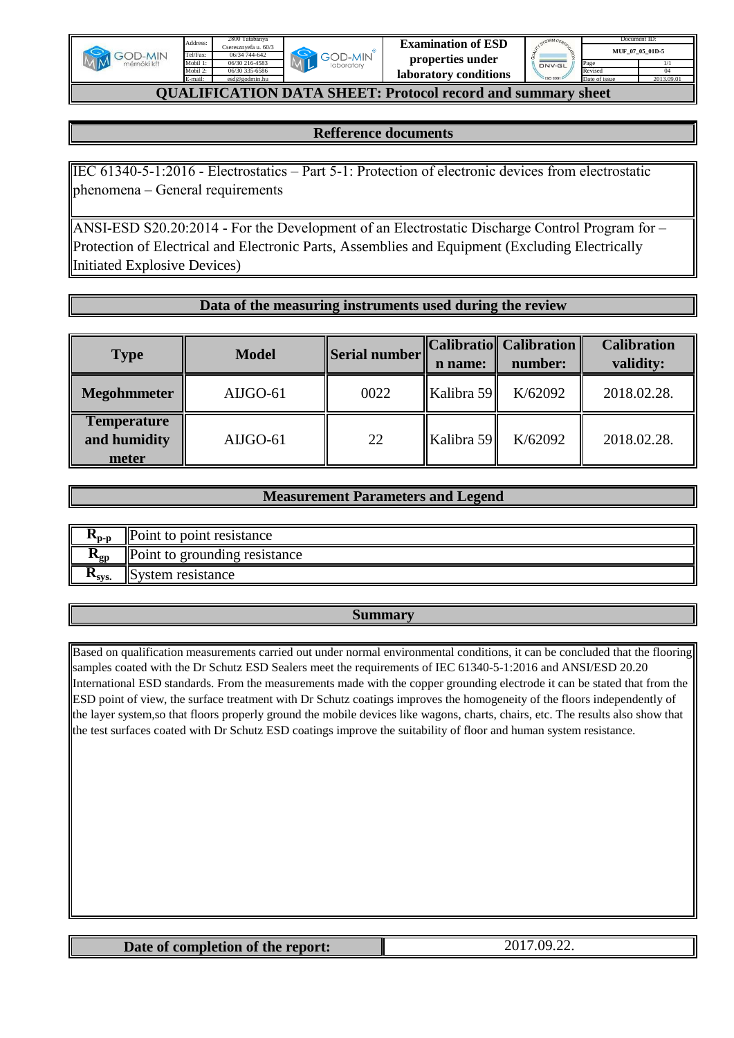# QUALIFICATION DATA SHEET: Protocol record and summary sheet

## Refference documents

IEC 61340-5-1:2016 - Electrostatics – Part 5-1: Protection of electronic devices from electrostatic phenomena – General requirements

ANSI-ESD S20.20:2014 - For the Development of an Electrostatic Discharge Control Program for – Protection of Electrical and Electronic Parts, Assemblies and Equipment (Excluding Electrically Initiated Explosive Devices)

## Data of the measuring instruments used during the review

| Type | Model | Serial number | Calibration name: | Calibration number: | Calibration validity: |
|---|---|---|---|---|---|
| Megohmmeter | AIJGO-61 | 0022 | Kalibra 59 | K/62092 | 2018.02.28. |
| Temperature and humidity meter | AIJGO-61 | 22 | Kalibra 59 | K/62092 | 2018.02.28. |

## Measurement Parameters and Legend

| | |
|---|---|
| $R_{p-p}$ | Point to point resistance |
| $R_{gp}$ | Point to grounding resistance |
| $R_{sys.}$ | System resistance |

## Summary

Based on qualification measurements carried out under normal environmental conditions, it can be concluded that the flooring samples coated with the Dr Schutz ESD Sealers meet the requirements of IEC 61340-5-1:2016 and ANSI/ESD 20.20 International ESD standards. From the measurements made with the copper grounding electrode it can be stated that from the ESD point of view, the surface treatment with Dr Schutz coatings improves the homogeneity of the floors independently of the layer system,so that floors properly ground the mobile devices like wagons, charts, chairs, etc. The results also show that the test surfaces coated with Dr Schutz ESD coatings improve the suitability of floor and human system resistance.

| Date of completion of the report: | 2017.09.22. |
|---|---|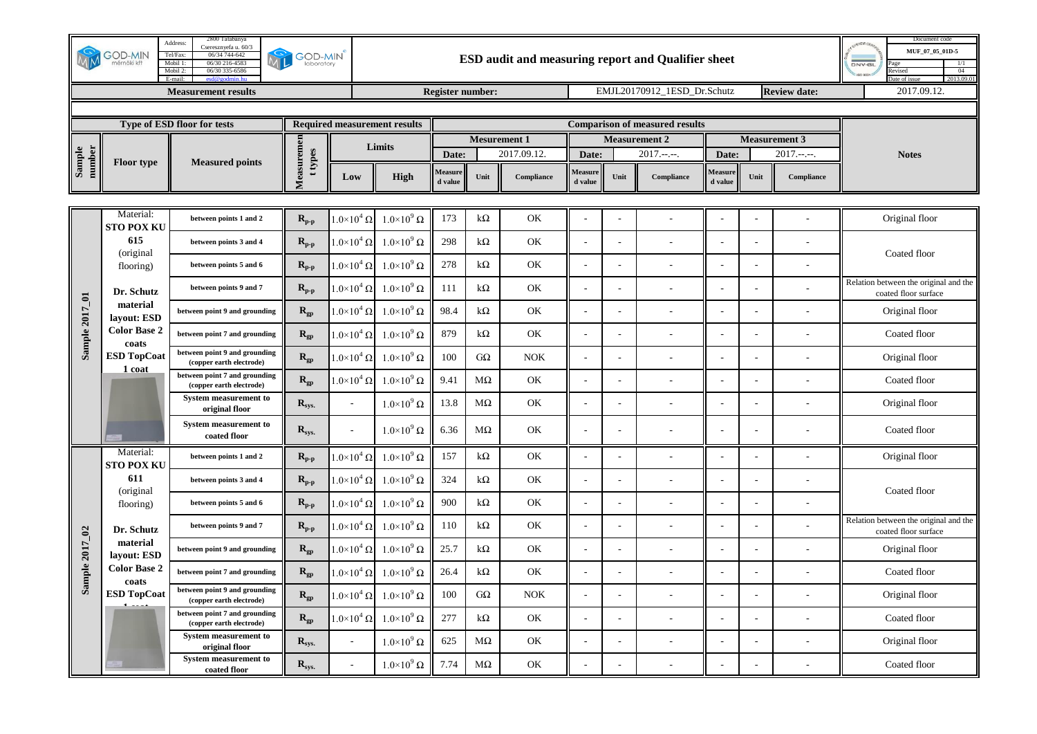| GOD-MIN mérnöki kft | Address: 2800 Tatabánya Cseresznyefa u. 60/3; Tel/Fax: 06/34 744-642; Mobil 1: 06/30 216-4583; Mobil 2: 06/30 335-6586; E-mail: esd@godmin.hu | GOD-MIN laboratory | ESD audit and measuring report and Qualifier sheet | Document code: MUF_07_05_01D-5; Page 1/1; Revised 04; Date of issue 2013.09.01 |
|---|---|---|---|---|

**Measurement results** | **Register number:** EMJL20170912_1ESD_Dr.Schutz | **Review date:** 2017.09.12.

| Sample number | Floor type | Measured points | Measurement types | Limits Low | Limits High | Mesurement 1 (Date: 2017.09.12.) Measured value | Unit | Compliance | Measurement 2 (Date: 2017.--.--.) Measured value | Unit | Compliance | Measurement 3 (Date: 2017.--.--.) Measured value | Unit | Compliance | Notes |
|---|---|---|---|---|---|---|---|---|---|---|---|---|---|---|---|
| Sample 2017_01 | Material: STO POX KU 615 (original flooring) Dr. Schutz material layout: ESD Color Base 2 coats ESD TopCoat 1 coat | between points 1 and 2 | $R_{p-p}$ | $1.0\times10^4\ \Omega$ | $1.0\times10^9\ \Omega$ | 173 | kΩ | OK | - | - | - | - | - | - | Original floor |
| | | between points 3 and 4 | $R_{p-p}$ | $1.0\times10^4\ \Omega$ | $1.0\times10^9\ \Omega$ | 298 | kΩ | OK | - | - | - | - | - | - | Coated floor |
| | | between points 5 and 6 | $R_{p-p}$ | $1.0\times10^4\ \Omega$ | $1.0\times10^9\ \Omega$ | 278 | kΩ | OK | - | - | - | - | - | - | Coated floor |
| | | between points 9 and 7 | $R_{p-p}$ | $1.0\times10^4\ \Omega$ | $1.0\times10^9\ \Omega$ | 111 | kΩ | OK | - | - | - | - | - | - | Relation between the original and the coated floor surface |
| | | between point 9 and grounding | $R_{gp}$ | $1.0\times10^4\ \Omega$ | $1.0\times10^9\ \Omega$ | 98.4 | kΩ | OK | - | - | - | - | - | - | Original floor |
| | | between point 7 and grounding | $R_{gp}$ | $1.0\times10^4\ \Omega$ | $1.0\times10^9\ \Omega$ | 879 | kΩ | OK | - | - | - | - | - | - | Coated floor |
| | | between point 9 and grounding (copper earth electrode) | $R_{gp}$ | $1.0\times10^4\ \Omega$ | $1.0\times10^9\ \Omega$ | 100 | GΩ | NOK | - | - | - | - | - | - | Original floor |
| | | between point 7 and grounding (copper earth electrode) | $R_{gp}$ | $1.0\times10^4\ \Omega$ | $1.0\times10^9\ \Omega$ | 9.41 | MΩ | OK | - | - | - | - | - | - | Coated floor |
| | | System measurement to original floor | $R_{sys.}$ | - | $1.0\times10^9\ \Omega$ | 13.8 | MΩ | OK | - | - | - | - | - | - | Original floor |
| | | System measurement to coated floor | $R_{sys.}$ | - | $1.0\times10^9\ \Omega$ | 6.36 | MΩ | OK | - | - | - | - | - | - | Coated floor |
| Sample 2017_02 | Material: STO POX KU 611 (original flooring) Dr. Schutz material layout: ESD Color Base 2 coats ESD TopCoat 1 coat | between points 1 and 2 | $R_{p-p}$ | $1.0\times10^4\ \Omega$ | $1.0\times10^9\ \Omega$ | 157 | kΩ | OK | - | - | - | - | - | - | Original floor |
| | | between points 3 and 4 | $R_{p-p}$ | $1.0\times10^4\ \Omega$ | $1.0\times10^9\ \Omega$ | 324 | kΩ | OK | - | - | - | - | - | - | Coated floor |
| | | between points 5 and 6 | $R_{p-p}$ | $1.0\times10^4\ \Omega$ | $1.0\times10^9\ \Omega$ | 900 | kΩ | OK | - | - | - | - | - | - | Coated floor |
| | | between points 9 and 7 | $R_{p-p}$ | $1.0\times10^4\ \Omega$ | $1.0\times10^9\ \Omega$ | 110 | kΩ | OK | - | - | - | - | - | - | Relation between the original and the coated floor surface |
| | | between point 9 and grounding | $R_{gp}$ | $1.0\times10^4\ \Omega$ | $1.0\times10^9\ \Omega$ | 25.7 | kΩ | OK | - | - | - | - | - | - | Original floor |
| | | between point 7 and grounding | $R_{gp}$ | $1.0\times10^4\ \Omega$ | $1.0\times10^9\ \Omega$ | 26.4 | kΩ | OK | - | - | - | - | - | - | Coated floor |
| | | between point 9 and grounding (copper earth electrode) | $R_{gp}$ | $1.0\times10^4\ \Omega$ | $1.0\times10^9\ \Omega$ | 100 | GΩ | NOK | - | - | - | - | - | - | Original floor |
| | | between point 7 and grounding (copper earth electrode) | $R_{gp}$ | $1.0\times10^4\ \Omega$ | $1.0\times10^9\ \Omega$ | 277 | kΩ | OK | - | - | - | - | - | - | Coated floor |
| | | System measurement to original floor | $R_{sys.}$ | - | $1.0\times10^9\ \Omega$ | 625 | MΩ | OK | - | - | - | - | - | - | Original floor |
| | | System measurement to coated floor | $R_{sys.}$ | - | $1.0\times10^9\ \Omega$ | 7.74 | MΩ | OK | - | - | - | - | - | - | Coated floor |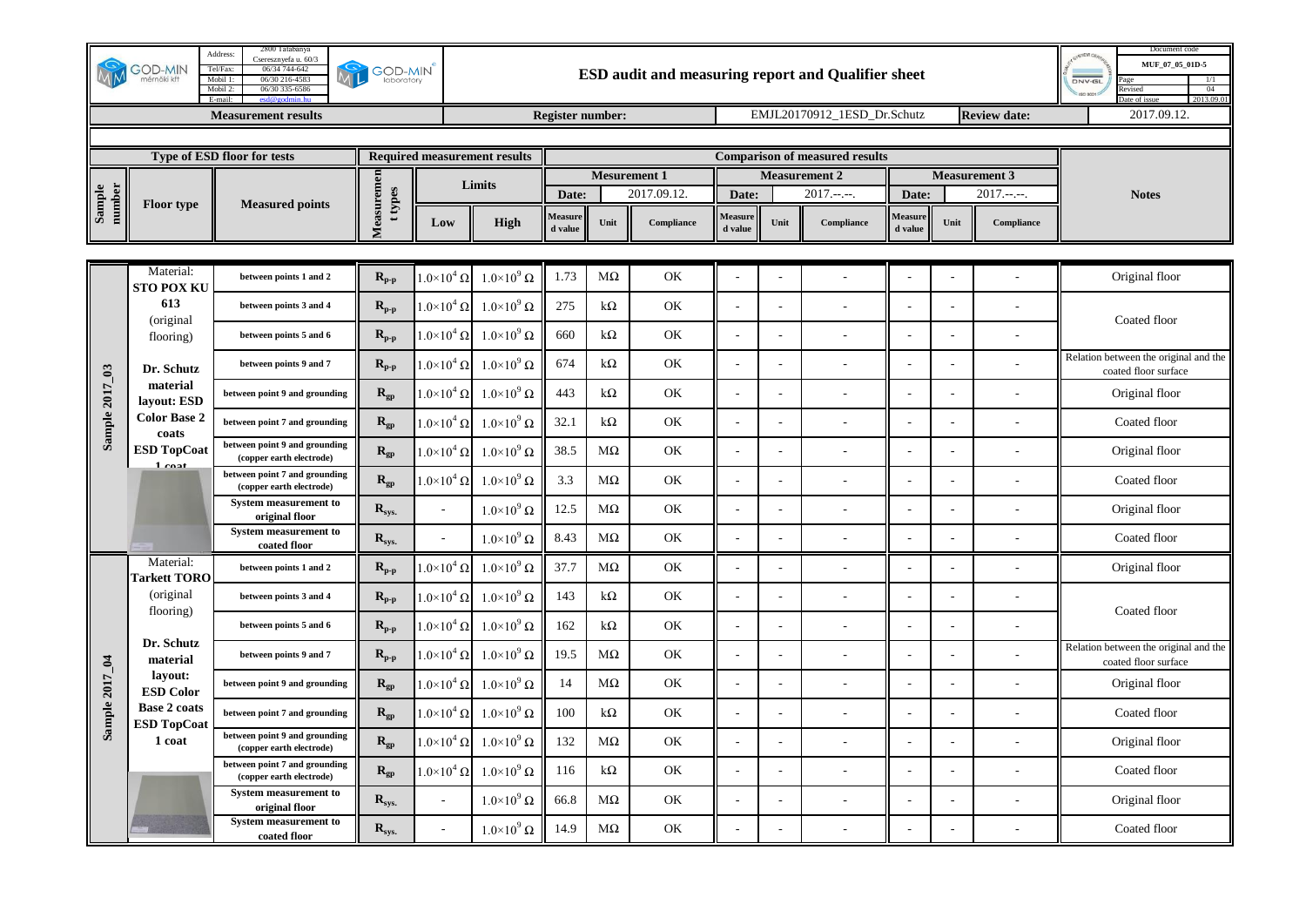GOD-MIN mérnöki kft | Address: 2800 Tatabánya Cseresznyefa u. 60/3 | Tel/Fax: 06/34 744-642 | Mobil 1: 06/30 216-4583 | Mobil 2: 06/30 335-6586 | E-mail: esd@godmin.hu

GOD-MIN laboratory

# ESD audit and measuring report and Qualifier sheet

Document code: MUF_07_05_01D-5 | Page: 1/1 | Revised: 04 | Date of issue: 2013.09.01

| Measurement results | Register number: | EMJL20170912_1ESD_Dr.Schutz | Review date: | 2017.09.12. |
|---|---|---|---|---|

| Sample number | Floor type | Measured points | Measurement types | Limits Low | Limits High | Mesurement 1 (Date: 2017.09.12.) Measured value | Unit | Compliance | Measurement 2 (Date: 2017.--.--.) Measured value | Unit | Compliance | Measurement 3 (Date: 2017.--.--.) Measured value | Unit | Compliance | Notes |
|---|---|---|---|---|---|---|---|---|---|---|---|---|---|---|---|
| Sample 2017_03 | Material: STO POX KU 613 (original flooring) Dr. Schutz material layout: ESD Color Base 2 coats ESD TopCoat 1 coat | between points 1 and 2 | $R_{p-p}$ | $1.0\times10^4\ \Omega$ | $1.0\times10^9\ \Omega$ | 1.73 | MΩ | OK | - | - | - | - | - | - | Original floor |
| | | between points 3 and 4 | $R_{p-p}$ | $1.0\times10^4\ \Omega$ | $1.0\times10^9\ \Omega$ | 275 | kΩ | OK | - | - | - | - | - | - | Coated floor |
| | | between points 5 and 6 | $R_{p-p}$ | $1.0\times10^4\ \Omega$ | $1.0\times10^9\ \Omega$ | 660 | kΩ | OK | - | - | - | - | - | - | Coated floor |
| | | between points 9 and 7 | $R_{p-p}$ | $1.0\times10^4\ \Omega$ | $1.0\times10^9\ \Omega$ | 674 | kΩ | OK | - | - | - | - | - | - | Relation between the original and the coated floor surface |
| | | between point 9 and grounding | $R_{gp}$ | $1.0\times10^4\ \Omega$ | $1.0\times10^9\ \Omega$ | 443 | kΩ | OK | - | - | - | - | - | - | Original floor |
| | | between point 7 and grounding | $R_{gp}$ | $1.0\times10^4\ \Omega$ | $1.0\times10^9\ \Omega$ | 32.1 | kΩ | OK | - | - | - | - | - | - | Coated floor |
| | | between point 9 and grounding (copper earth electrode) | $R_{gp}$ | $1.0\times10^4\ \Omega$ | $1.0\times10^9\ \Omega$ | 38.5 | MΩ | OK | - | - | - | - | - | - | Original floor |
| | | between point 7 and grounding (copper earth electrode) | $R_{gp}$ | $1.0\times10^4\ \Omega$ | $1.0\times10^9\ \Omega$ | 3.3 | MΩ | OK | - | - | - | - | - | - | Coated floor |
| | | System measurement to original floor | $R_{sys.}$ | - | $1.0\times10^9\ \Omega$ | 12.5 | MΩ | OK | - | - | - | - | - | - | Original floor |
| | | System measurement to coated floor | $R_{sys.}$ | - | $1.0\times10^9\ \Omega$ | 8.43 | MΩ | OK | - | - | - | - | - | - | Coated floor |
| Sample 2017_04 | Material: Tarkett TORO (original flooring) Dr. Schutz material layout: ESD Color Base 2 coats ESD TopCoat 1 coat | between points 1 and 2 | $R_{p-p}$ | $1.0\times10^4\ \Omega$ | $1.0\times10^9\ \Omega$ | 37.7 | MΩ | OK | - | - | - | - | - | - | Original floor |
| | | between points 3 and 4 | $R_{p-p}$ | $1.0\times10^4\ \Omega$ | $1.0\times10^9\ \Omega$ | 143 | kΩ | OK | - | - | - | - | - | - | Coated floor |
| | | between points 5 and 6 | $R_{p-p}$ | $1.0\times10^4\ \Omega$ | $1.0\times10^9\ \Omega$ | 162 | kΩ | OK | - | - | - | - | - | - | Coated floor |
| | | between points 9 and 7 | $R_{p-p}$ | $1.0\times10^4\ \Omega$ | $1.0\times10^9\ \Omega$ | 19.5 | MΩ | OK | - | - | - | - | - | - | Relation between the original and the coated floor surface |
| | | between point 9 and grounding | $R_{gp}$ | $1.0\times10^4\ \Omega$ | $1.0\times10^9\ \Omega$ | 14 | MΩ | OK | - | - | - | - | - | - | Original floor |
| | | between point 7 and grounding | $R_{gp}$ | $1.0\times10^4\ \Omega$ | $1.0\times10^9\ \Omega$ | 100 | kΩ | OK | - | - | - | - | - | - | Coated floor |
| | | between point 9 and grounding (copper earth electrode) | $R_{gp}$ | $1.0\times10^4\ \Omega$ | $1.0\times10^9\ \Omega$ | 132 | MΩ | OK | - | - | - | - | - | - | Original floor |
| | | between point 7 and grounding (copper earth electrode) | $R_{gp}$ | $1.0\times10^4\ \Omega$ | $1.0\times10^9\ \Omega$ | 116 | kΩ | OK | - | - | - | - | - | - | Coated floor |
| | | System measurement to original floor | $R_{sys.}$ | - | $1.0\times10^9\ \Omega$ | 66.8 | MΩ | OK | - | - | - | - | - | - | Original floor |
| | | System measurement to coated floor | $R_{sys.}$ | - | $1.0\times10^9\ \Omega$ | 14.9 | MΩ | OK | - | - | - | - | - | - | Coated floor |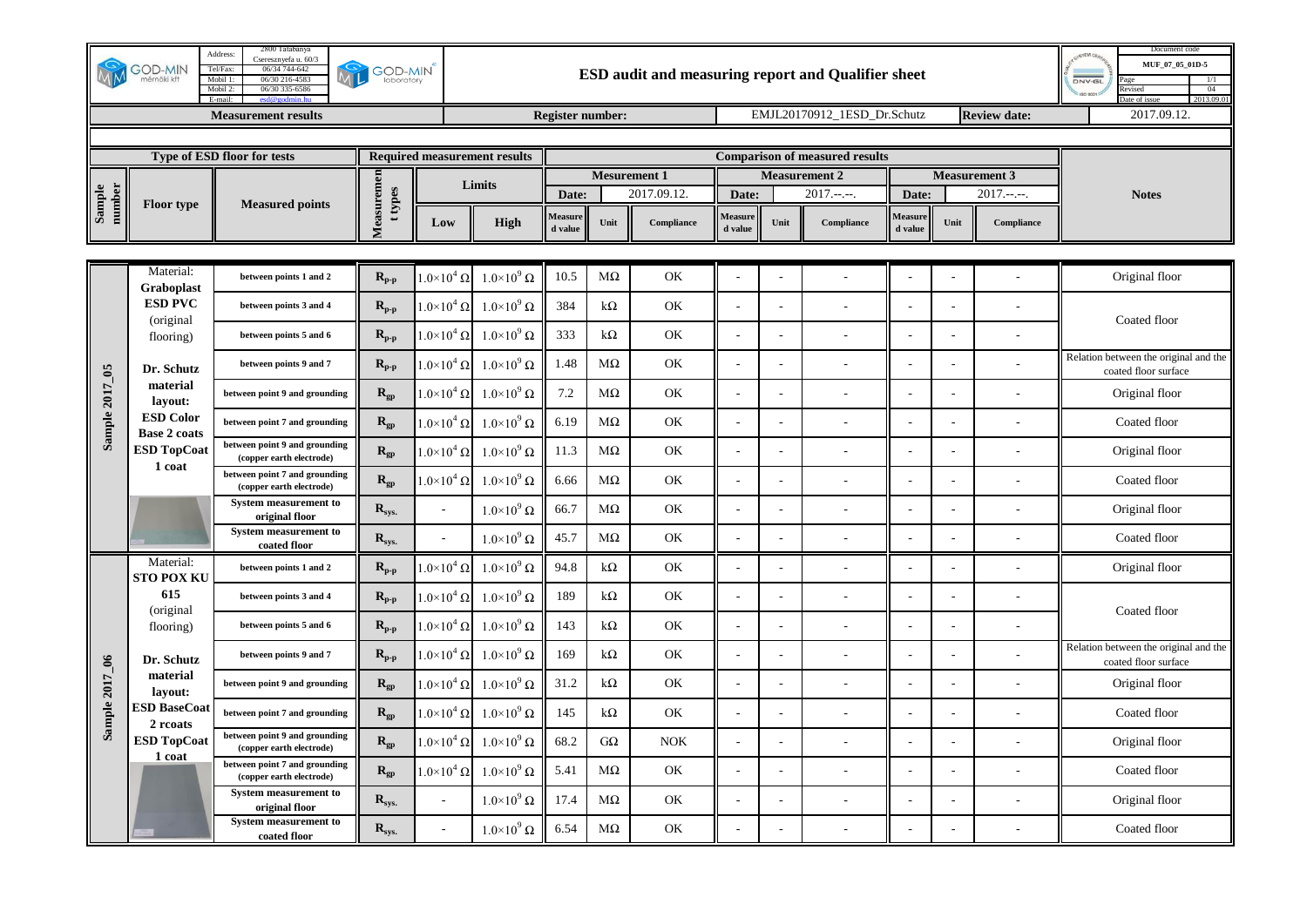| GOD-MIN mérnöki kft | Address: 2800 Tatabánya Cseresznyefa u. 60/3; Tel/Fax: 06/34 744-642; Mobil 1: 06/30 216-4583; Mobil 2: 06/30 335-6586; E-mail: esd@godmin.hu | GOD-MIN laboratory | ESD audit and measuring report and Qualifier sheet | Document code: MUF_07_05_01D-5; Page: 1/1; Revised: 04; Date of issue: 2013.09.01 |
|---|---|---|---|---|

**Measurement results** | **Register number:** EMJL20170912_1ESD_Dr.Schutz | **Review date:** 2017.09.12.

| Sample number | Floor type | Measured points | Measurement types | Limits Low | Limits High | Mesurement 1 (Date: 2017.09.12.) Measured value | Unit | Compliance | Measurement 2 (Date: 2017.--.--.) Measured value | Unit | Compliance | Measurement 3 (Date: 2017.--.--.) Measured value | Unit | Compliance | Notes |
|---|---|---|---|---|---|---|---|---|---|---|---|---|---|---|---|
| Sample 2017_05 | Material: Graboplast ESD PVC (original flooring) Dr. Schutz material layout: ESD Color Base 2 coats ESD TopCoat 1 coat | between points 1 and 2 | $R_{p-p}$ | $1.0\times10^4\ \Omega$ | $1.0\times10^9\ \Omega$ | 10.5 | MΩ | OK | - | - | - | - | - | - | Original floor |
| | | between points 3 and 4 | $R_{p-p}$ | $1.0\times10^4\ \Omega$ | $1.0\times10^9\ \Omega$ | 384 | kΩ | OK | - | - | - | - | - | - | Coated floor |
| | | between points 5 and 6 | $R_{p-p}$ | $1.0\times10^4\ \Omega$ | $1.0\times10^9\ \Omega$ | 333 | kΩ | OK | - | - | - | - | - | - | Coated floor |
| | | between points 9 and 7 | $R_{p-p}$ | $1.0\times10^4\ \Omega$ | $1.0\times10^9\ \Omega$ | 1.48 | MΩ | OK | - | - | - | - | - | - | Relation between the original and the coated floor surface |
| | | between point 9 and grounding | $R_{gp}$ | $1.0\times10^4\ \Omega$ | $1.0\times10^9\ \Omega$ | 7.2 | MΩ | OK | - | - | - | - | - | - | Original floor |
| | | between point 7 and grounding | $R_{gp}$ | $1.0\times10^4\ \Omega$ | $1.0\times10^9\ \Omega$ | 6.19 | MΩ | OK | - | - | - | - | - | - | Coated floor |
| | | between point 9 and grounding (copper earth electrode) | $R_{gp}$ | $1.0\times10^4\ \Omega$ | $1.0\times10^9\ \Omega$ | 11.3 | MΩ | OK | - | - | - | - | - | - | Original floor |
| | | between point 7 and grounding (copper earth electrode) | $R_{gp}$ | $1.0\times10^4\ \Omega$ | $1.0\times10^9\ \Omega$ | 6.66 | MΩ | OK | - | - | - | - | - | - | Coated floor |
| | | System measurement to original floor | $R_{sys.}$ | - | $1.0\times10^9\ \Omega$ | 66.7 | MΩ | OK | - | - | - | - | - | - | Original floor |
| | | System measurement to coated floor | $R_{sys.}$ | - | $1.0\times10^9\ \Omega$ | 45.7 | MΩ | OK | - | - | - | - | - | - | Coated floor |
| Sample 2017_06 | Material: STO POX KU 615 (original flooring) Dr. Schutz material layout: ESD BaseCoat 2 rcoats ESD TopCoat 1 coat | between points 1 and 2 | $R_{p-p}$ | $1.0\times10^4\ \Omega$ | $1.0\times10^9\ \Omega$ | 94.8 | kΩ | OK | - | - | - | - | - | - | Original floor |
| | | between points 3 and 4 | $R_{p-p}$ | $1.0\times10^4\ \Omega$ | $1.0\times10^9\ \Omega$ | 189 | kΩ | OK | - | - | - | - | - | - | Coated floor |
| | | between points 5 and 6 | $R_{p-p}$ | $1.0\times10^4\ \Omega$ | $1.0\times10^9\ \Omega$ | 143 | kΩ | OK | - | - | - | - | - | - | Coated floor |
| | | between points 9 and 7 | $R_{p-p}$ | $1.0\times10^4\ \Omega$ | $1.0\times10^9\ \Omega$ | 169 | kΩ | OK | - | - | - | - | - | - | Relation between the original and the coated floor surface |
| | | between point 9 and grounding | $R_{gp}$ | $1.0\times10^4\ \Omega$ | $1.0\times10^9\ \Omega$ | 31.2 | kΩ | OK | - | - | - | - | - | - | Original floor |
| | | between point 7 and grounding | $R_{gp}$ | $1.0\times10^4\ \Omega$ | $1.0\times10^9\ \Omega$ | 145 | kΩ | OK | - | - | - | - | - | - | Coated floor |
| | | between point 9 and grounding (copper earth electrode) | $R_{gp}$ | $1.0\times10^4\ \Omega$ | $1.0\times10^9\ \Omega$ | 68.2 | GΩ | NOK | - | - | - | - | - | - | Original floor |
| | | between point 7 and grounding (copper earth electrode) | $R_{gp}$ | $1.0\times10^4\ \Omega$ | $1.0\times10^9\ \Omega$ | 5.41 | MΩ | OK | - | - | - | - | - | - | Coated floor |
| | | System measurement to original floor | $R_{sys.}$ | - | $1.0\times10^9\ \Omega$ | 17.4 | MΩ | OK | - | - | - | - | - | - | Original floor |
| | | System measurement to coated floor | $R_{sys.}$ | - | $1.0\times10^9\ \Omega$ | 6.54 | MΩ | OK | - | - | - | - | - | - | Coated floor |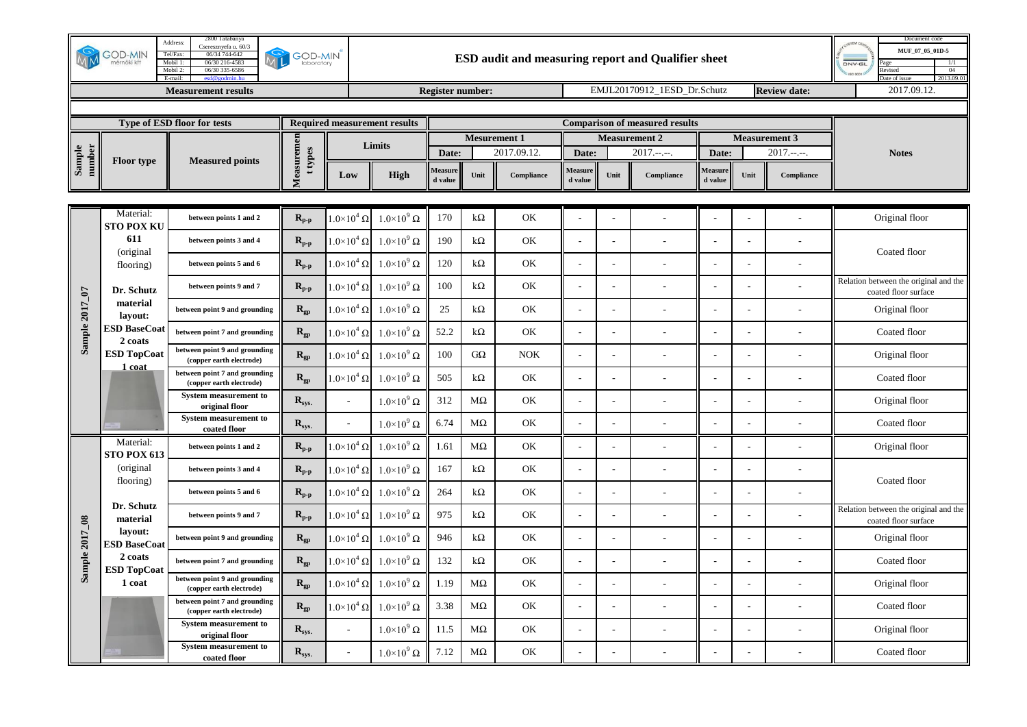| GOD-MIN mérnöki kft | Address: 2800 Tatabánya Cseresznyefa u. 60/3; Tel/Fax: 06/34 744-642; Mobil 1: 06/30 216-4583; Mobil 2: 06/30 335-6586; E-mail: esd@godmin.hu | GOD-MIN laboratory | ESD audit and measuring report and Qualifier sheet | Document code: MUF_07_05_01D-5; Page: 1/1; Revised: 04; Date of issue: 2013.09.01 |
|---|---|---|---|---|

| Measurement results | Register number: | EMJL20170912_1ESD_Dr.Schutz | Review date: | 2017.09.12. |
|---|---|---|---|---|

| Sample number | Floor type | Measured points | Measurement types | Limits Low | Limits High | Mesurement 1 (Date: 2017.09.12.) Measured value | Unit | Compliance | Measurement 2 (Date: 2017.--.--.) Measured value | Unit | Compliance | Measurement 3 (Date: 2017.--.--.) Measured value | Unit | Compliance | Notes |
|---|---|---|---|---|---|---|---|---|---|---|---|---|---|---|---|
| Sample 2017_07 | Material: STO POX KU 611 (original flooring) Dr. Schutz material layout: ESD BaseCoat 2 coats ESD TopCoat 1 coat | between points 1 and 2 | $R_{p-p}$ | $1.0\times10^4\ \Omega$ | $1.0\times10^9\ \Omega$ | 170 | kΩ | OK | - | - | - | - | - | - | Original floor |
| | | between points 3 and 4 | $R_{p-p}$ | $1.0\times10^4\ \Omega$ | $1.0\times10^9\ \Omega$ | 190 | kΩ | OK | - | - | - | - | - | - | Coated floor |
| | | between points 5 and 6 | $R_{p-p}$ | $1.0\times10^4\ \Omega$ | $1.0\times10^9\ \Omega$ | 120 | kΩ | OK | - | - | - | - | - | - | Coated floor |
| | | between points 9 and 7 | $R_{p-p}$ | $1.0\times10^4\ \Omega$ | $1.0\times10^9\ \Omega$ | 100 | kΩ | OK | - | - | - | - | - | - | Relation between the original and the coated floor surface |
| | | between point 9 and grounding | $R_{gp}$ | $1.0\times10^4\ \Omega$ | $1.0\times10^9\ \Omega$ | 25 | kΩ | OK | - | - | - | - | - | - | Original floor |
| | | between point 7 and grounding | $R_{gp}$ | $1.0\times10^4\ \Omega$ | $1.0\times10^9\ \Omega$ | 52.2 | kΩ | OK | - | - | - | - | - | - | Coated floor |
| | | between point 9 and grounding (copper earth electrode) | $R_{gp}$ | $1.0\times10^4\ \Omega$ | $1.0\times10^9\ \Omega$ | 100 | GΩ | NOK | - | - | - | - | - | - | Original floor |
| | | between point 7 and grounding (copper earth electrode) | $R_{gp}$ | $1.0\times10^4\ \Omega$ | $1.0\times10^9\ \Omega$ | 505 | kΩ | OK | - | - | - | - | - | - | Coated floor |
| | | System measurement to original floor | $R_{sys.}$ | - | $1.0\times10^9\ \Omega$ | 312 | MΩ | OK | - | - | - | - | - | - | Original floor |
| | | System measurement to coated floor | $R_{sys.}$ | - | $1.0\times10^9\ \Omega$ | 6.74 | MΩ | OK | - | - | - | - | - | - | Coated floor |
| Sample 2017_08 | Material: STO POX 613 (original flooring) Dr. Schutz material layout: ESD BaseCoat 2 coats ESD TopCoat 1 coat | between points 1 and 2 | $R_{p-p}$ | $1.0\times10^4\ \Omega$ | $1.0\times10^9\ \Omega$ | 1.61 | MΩ | OK | - | - | - | - | - | - | Original floor |
| | | between points 3 and 4 | $R_{p-p}$ | $1.0\times10^4\ \Omega$ | $1.0\times10^9\ \Omega$ | 167 | kΩ | OK | - | - | - | - | - | - | Coated floor |
| | | between points 5 and 6 | $R_{p-p}$ | $1.0\times10^4\ \Omega$ | $1.0\times10^9\ \Omega$ | 264 | kΩ | OK | - | - | - | - | - | - | Coated floor |
| | | between points 9 and 7 | $R_{p-p}$ | $1.0\times10^4\ \Omega$ | $1.0\times10^9\ \Omega$ | 975 | kΩ | OK | - | - | - | - | - | - | Relation between the original and the coated floor surface |
| | | between point 9 and grounding | $R_{gp}$ | $1.0\times10^4\ \Omega$ | $1.0\times10^9\ \Omega$ | 946 | kΩ | OK | - | - | - | - | - | - | Original floor |
| | | between point 7 and grounding | $R_{gp}$ | $1.0\times10^4\ \Omega$ | $1.0\times10^9\ \Omega$ | 132 | kΩ | OK | - | - | - | - | - | - | Coated floor |
| | | between point 9 and grounding (copper earth electrode) | $R_{gp}$ | $1.0\times10^4\ \Omega$ | $1.0\times10^9\ \Omega$ | 1.19 | MΩ | OK | - | - | - | - | - | - | Original floor |
| | | between point 7 and grounding (copper earth electrode) | $R_{gp}$ | $1.0\times10^4\ \Omega$ | $1.0\times10^9\ \Omega$ | 3.38 | MΩ | OK | - | - | - | - | - | - | Coated floor |
| | | System measurement to original floor | $R_{sys.}$ | - | $1.0\times10^9\ \Omega$ | 11.5 | MΩ | OK | - | - | - | - | - | - | Original floor |
| | | System measurement to coated floor | $R_{sys.}$ | - | $1.0\times10^9\ \Omega$ | 7.12 | MΩ | OK | - | - | - | - | - | - | Coated floor |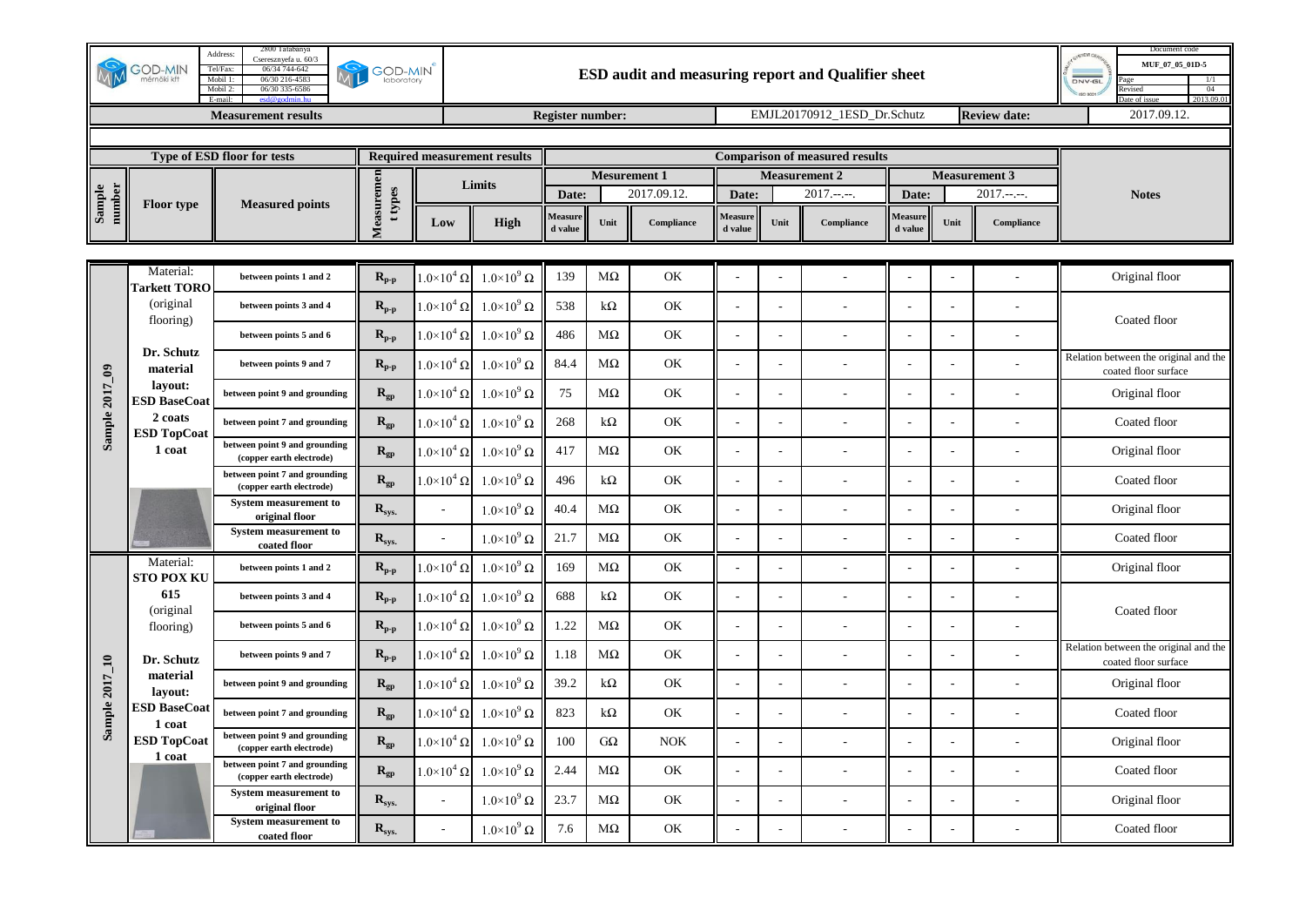| GOD-MIN mérnöki kft | Address: 2800 Tatabánya Cseresznyefa u. 60/3; Tel/Fax: 06/34 744-642; Mobil 1: 06/30 216-4583; Mobil 2: 06/30 335-6586; E-mail: esd@godmin.hu | GOD-MIN laboratory | ESD audit and measuring report and Qualifier sheet | Document code: MUF_07_05_01D-5; Page: 1/1; Revised: 04; Date of issue: 2013.09.01 |
|---|---|---|---|---|

| Measurement results | Register number: | EMJL20170912_1ESD_Dr.Schutz | Review date: | 2017.09.12. |
|---|---|---|---|---|

| Sample number | Floor type | Measured points | Measurement types | Limits Low | Limits High | Mesurement 1 (Date: 2017.09.12.) Measured value | Unit | Compliance | Measurement 2 (Date: 2017.--.--.) Measured value | Unit | Compliance | Measurement 3 (Date: 2017.--.--.) Measured value | Unit | Compliance | Notes |
|---|---|---|---|---|---|---|---|---|---|---|---|---|---|---|---|
| Sample 2017_09 | Material: Tarkett TORO (original flooring) Dr. Schutz material layout: ESD BaseCoat 2 coats ESD TopCoat 1 coat | between points 1 and 2 | $R_{p-p}$ | $1.0\times10^4\ \Omega$ | $1.0\times10^9\ \Omega$ | 139 | MΩ | OK | - | - | - | - | - | - | Original floor |
| | | between points 3 and 4 | $R_{p-p}$ | $1.0\times10^4\ \Omega$ | $1.0\times10^9\ \Omega$ | 538 | kΩ | OK | - | - | - | - | - | - | Coated floor |
| | | between points 5 and 6 | $R_{p-p}$ | $1.0\times10^4\ \Omega$ | $1.0\times10^9\ \Omega$ | 486 | MΩ | OK | - | - | - | - | - | - | Coated floor |
| | | between points 9 and 7 | $R_{p-p}$ | $1.0\times10^4\ \Omega$ | $1.0\times10^9\ \Omega$ | 84.4 | MΩ | OK | - | - | - | - | - | - | Relation between the original and the coated floor surface |
| | | between point 9 and grounding | $R_{gp}$ | $1.0\times10^4\ \Omega$ | $1.0\times10^9\ \Omega$ | 75 | MΩ | OK | - | - | - | - | - | - | Original floor |
| | | between point 7 and grounding | $R_{gp}$ | $1.0\times10^4\ \Omega$ | $1.0\times10^9\ \Omega$ | 268 | kΩ | OK | - | - | - | - | - | - | Coated floor |
| | | between point 9 and grounding (copper earth electrode) | $R_{gp}$ | $1.0\times10^4\ \Omega$ | $1.0\times10^9\ \Omega$ | 417 | MΩ | OK | - | - | - | - | - | - | Original floor |
| | | between point 7 and grounding (copper earth electrode) | $R_{gp}$ | $1.0\times10^4\ \Omega$ | $1.0\times10^9\ \Omega$ | 496 | kΩ | OK | - | - | - | - | - | - | Coated floor |
| | | System measurement to original floor | $R_{sys.}$ | - | $1.0\times10^9\ \Omega$ | 40.4 | MΩ | OK | - | - | - | - | - | - | Original floor |
| | | System measurement to coated floor | $R_{sys.}$ | - | $1.0\times10^9\ \Omega$ | 21.7 | MΩ | OK | - | - | - | - | - | - | Coated floor |
| Sample 2017_10 | Material: STO POX KU 615 (original flooring) Dr. Schutz material layout: ESD BaseCoat 1 coat ESD TopCoat 1 coat | between points 1 and 2 | $R_{p-p}$ | $1.0\times10^4\ \Omega$ | $1.0\times10^9\ \Omega$ | 169 | MΩ | OK | - | - | - | - | - | - | Original floor |
| | | between points 3 and 4 | $R_{p-p}$ | $1.0\times10^4\ \Omega$ | $1.0\times10^9\ \Omega$ | 688 | kΩ | OK | - | - | - | - | - | - | Coated floor |
| | | between points 5 and 6 | $R_{p-p}$ | $1.0\times10^4\ \Omega$ | $1.0\times10^9\ \Omega$ | 1.22 | MΩ | OK | - | - | - | - | - | - | Coated floor |
| | | between points 9 and 7 | $R_{p-p}$ | $1.0\times10^4\ \Omega$ | $1.0\times10^9\ \Omega$ | 1.18 | MΩ | OK | - | - | - | - | - | - | Relation between the original and the coated floor surface |
| | | between point 9 and grounding | $R_{gp}$ | $1.0\times10^4\ \Omega$ | $1.0\times10^9\ \Omega$ | 39.2 | kΩ | OK | - | - | - | - | - | - | Original floor |
| | | between point 7 and grounding | $R_{gp}$ | $1.0\times10^4\ \Omega$ | $1.0\times10^9\ \Omega$ | 823 | kΩ | OK | - | - | - | - | - | - | Coated floor |
| | | between point 9 and grounding (copper earth electrode) | $R_{gp}$ | $1.0\times10^4\ \Omega$ | $1.0\times10^9\ \Omega$ | 100 | GΩ | NOK | - | - | - | - | - | - | Original floor |
| | | between point 7 and grounding (copper earth electrode) | $R_{gp}$ | $1.0\times10^4\ \Omega$ | $1.0\times10^9\ \Omega$ | 2.44 | MΩ | OK | - | - | - | - | - | - | Coated floor |
| | | System measurement to original floor | $R_{sys.}$ | - | $1.0\times10^9\ \Omega$ | 23.7 | MΩ | OK | - | - | - | - | - | - | Original floor |
| | | System measurement to coated floor | $R_{sys.}$ | - | $1.0\times10^9\ \Omega$ | 7.6 | MΩ | OK | - | - | - | - | - | - | Coated floor |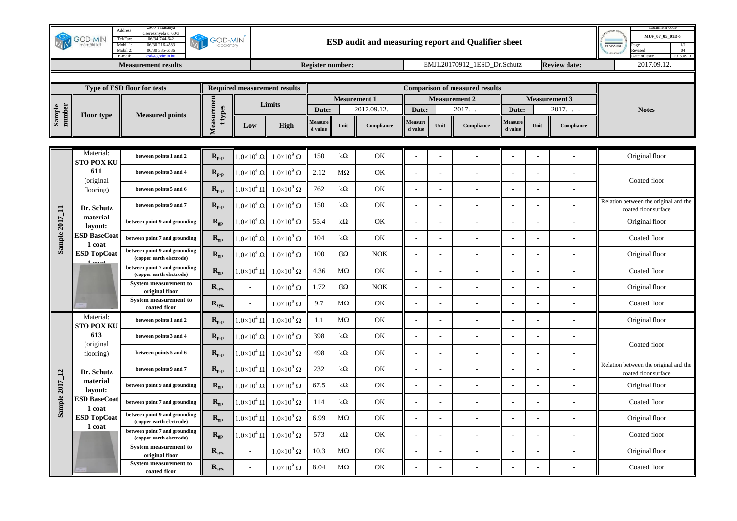| GOD-MIN mérnöki kft | Address: 2800 Tatabánya Cseresznyefa u. 60/3; Tel/Fax: 06/34 744-642; Mobil 1: 06/30 216-4583; Mobil 2: 06/30 335-6586; E-mail: esd@godmin.hu | GOD-MIN laboratory | ESD audit and measuring report and Qualifier sheet | Document code: MUF_07_05_01D-5; Page 1/1; Revised 04; Date of issue 2013.09.01 |
|---|---|---|---|---|

| Measurement results | Register number: | EMJL20170912_1ESD_Dr.Schutz | Review date: | 2017.09.12. |
|---|---|---|---|---|

| Sample number | Floor type | Measured points | Measurement types | Limits Low | Limits High | Mesurement 1 (Date: 2017.09.12.) Measured value | Unit | Compliance | Measurement 2 (Date: 2017.--.--.) Measured value | Unit | Compliance | Measurement 3 (Date: 2017.--.--.) Measured value | Unit | Compliance | Notes |
|---|---|---|---|---|---|---|---|---|---|---|---|---|---|---|---|
| Sample 2017_11 | Material: STO POX KU 611 (original flooring) Dr. Schutz material layout: ESD BaseCoat 1 coat ESD TopCoat 1 coat | between points 1 and 2 | $R_{p-p}$ | $1.0\times10^4\ \Omega$ | $1.0\times10^9\ \Omega$ | 150 | kΩ | OK | - | - | - | - | - | - | Original floor |
| | | between points 3 and 4 | $R_{p-p}$ | $1.0\times10^4\ \Omega$ | $1.0\times10^9\ \Omega$ | 2.12 | MΩ | OK | - | - | - | - | - | - | Coated floor |
| | | between points 5 and 6 | $R_{p-p}$ | $1.0\times10^4\ \Omega$ | $1.0\times10^9\ \Omega$ | 762 | kΩ | OK | - | - | - | - | - | - | Coated floor |
| | | between points 9 and 7 | $R_{p-p}$ | $1.0\times10^4\ \Omega$ | $1.0\times10^9\ \Omega$ | 150 | kΩ | OK | - | - | - | - | - | - | Relation between the original and the coated floor surface |
| | | between point 9 and grounding | $R_{gp}$ | $1.0\times10^4\ \Omega$ | $1.0\times10^9\ \Omega$ | 55.4 | kΩ | OK | - | - | - | - | - | - | Original floor |
| | | between point 7 and grounding | $R_{gp}$ | $1.0\times10^4\ \Omega$ | $1.0\times10^9\ \Omega$ | 104 | kΩ | OK | - | - | - | - | - | - | Coated floor |
| | | between point 9 and grounding (copper earth electrode) | $R_{gp}$ | $1.0\times10^4\ \Omega$ | $1.0\times10^9\ \Omega$ | 100 | GΩ | NOK | - | - | - | - | - | - | Original floor |
| | | between point 7 and grounding (copper earth electrode) | $R_{gp}$ | $1.0\times10^4\ \Omega$ | $1.0\times10^9\ \Omega$ | 4.36 | MΩ | OK | - | - | - | - | - | - | Coated floor |
| | | System measurement to original floor | $R_{sys.}$ | - | $1.0\times10^9\ \Omega$ | 1.72 | GΩ | NOK | - | - | - | - | - | - | Original floor |
| | | System measurement to coated floor | $R_{sys.}$ | - | $1.0\times10^9\ \Omega$ | 9.7 | MΩ | OK | - | - | - | - | - | - | Coated floor |
| Sample 2017_12 | Material: STO POX KU 613 (original flooring) Dr. Schutz material layout: ESD BaseCoat 1 coat ESD TopCoat 1 coat | between points 1 and 2 | $R_{p-p}$ | $1.0\times10^4\ \Omega$ | $1.0\times10^9\ \Omega$ | 1.1 | MΩ | OK | - | - | - | - | - | - | Original floor |
| | | between points 3 and 4 | $R_{p-p}$ | $1.0\times10^4\ \Omega$ | $1.0\times10^9\ \Omega$ | 398 | kΩ | OK | - | - | - | - | - | - | Coated floor |
| | | between points 5 and 6 | $R_{p-p}$ | $1.0\times10^4\ \Omega$ | $1.0\times10^9\ \Omega$ | 498 | kΩ | OK | - | - | - | - | - | - | Coated floor |
| | | between points 9 and 7 | $R_{p-p}$ | $1.0\times10^4\ \Omega$ | $1.0\times10^9\ \Omega$ | 232 | kΩ | OK | - | - | - | - | - | - | Relation between the original and the coated floor surface |
| | | between point 9 and grounding | $R_{gp}$ | $1.0\times10^4\ \Omega$ | $1.0\times10^9\ \Omega$ | 67.5 | kΩ | OK | - | - | - | - | - | - | Original floor |
| | | between point 7 and grounding | $R_{gp}$ | $1.0\times10^4\ \Omega$ | $1.0\times10^9\ \Omega$ | 114 | kΩ | OK | - | - | - | - | - | - | Coated floor |
| | | between point 9 and grounding (copper earth electrode) | $R_{gp}$ | $1.0\times10^4\ \Omega$ | $1.0\times10^9\ \Omega$ | 6.99 | MΩ | OK | - | - | - | - | - | - | Original floor |
| | | between point 7 and grounding (copper earth electrode) | $R_{gp}$ | $1.0\times10^4\ \Omega$ | $1.0\times10^9\ \Omega$ | 573 | kΩ | OK | - | - | - | - | - | - | Coated floor |
| | | System measurement to original floor | $R_{sys.}$ | - | $1.0\times10^9\ \Omega$ | 10.3 | MΩ | OK | - | - | - | - | - | - | Original floor |
| | | System measurement to coated floor | $R_{sys.}$ | - | $1.0\times10^9\ \Omega$ | 8.04 | MΩ | OK | - | - | - | - | - | - | Coated floor |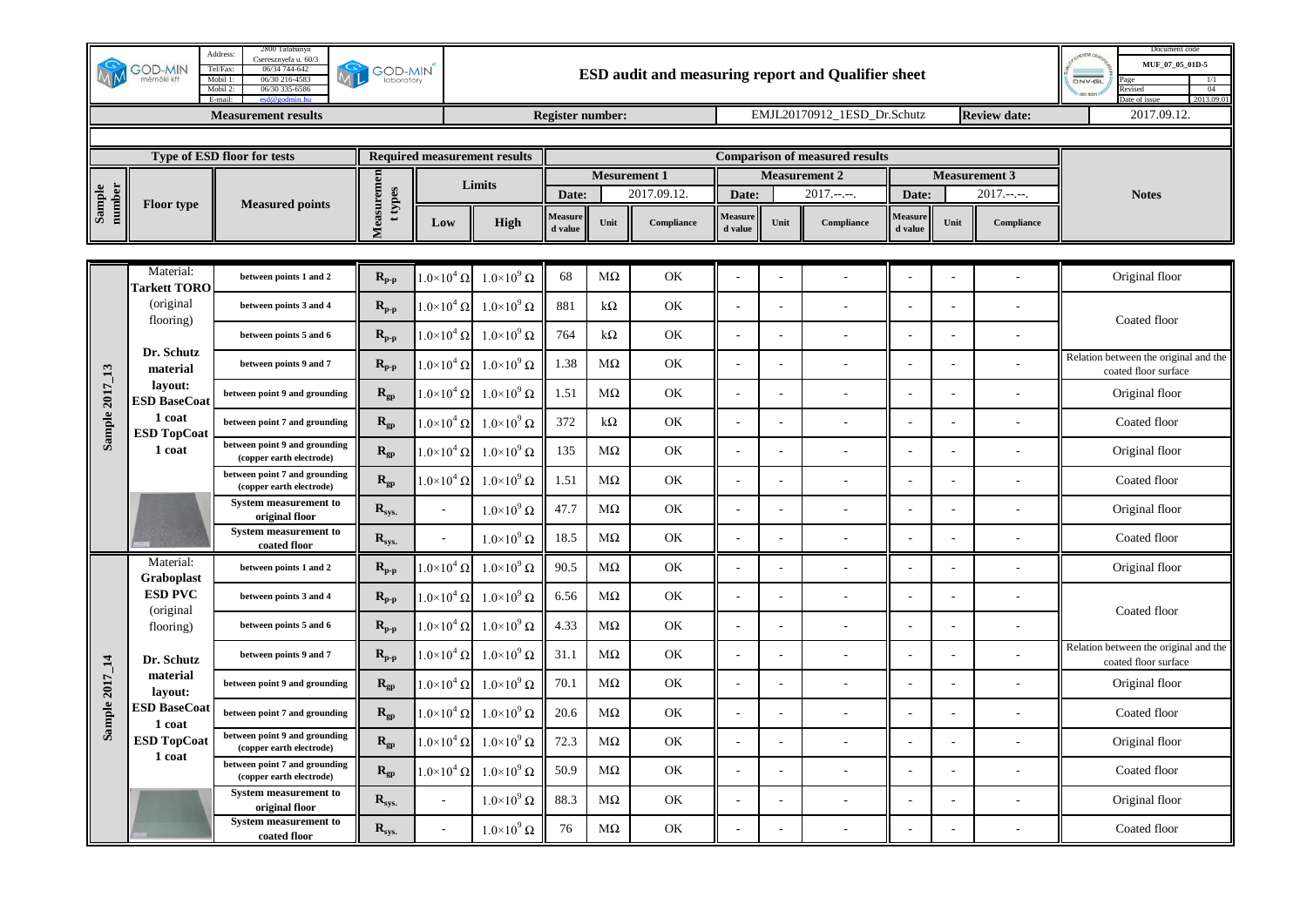GOD-MIN mérnöki kft

| Address: | 2800 Tatabánya Cseresznyefa u. 60/3 |
|---|---|
| Tel/Fax: | 06/34 744-642 |
| Mobil 1: | 06/30 216-4583 |
| Mobil 2: | 06/30 335-6586 |
| E-mail: | esd@godmin.hu |

GOD-MIN laboratory

# ESD audit and measuring report and Qualifier sheet

| Document code | MUF_07_05_01D-5 |
|---|---|
| Page | 1/1 |
| Revised | 04 |
| Date of issue | 2013.09.01 |

**Measurement results** | **Register number:** EMJL20170912_1ESD_Dr.Schutz | **Review date:** 2017.09.12.

| Sample number | Floor type | Measured points | Measurement types | Limits Low | Limits High | Mesurement 1 (Date: 2017.09.12.) Measured value | Unit | Compliance | Measurement 2 (Date: 2017.--.--.) Measured value | Unit | Compliance | Measurement 3 (Date: 2017.--.--.) Measured value | Unit | Compliance | Notes |
|---|---|---|---|---|---|---|---|---|---|---|---|---|---|---|---|
| Sample 2017_13 | Material: Tarkett TORO (original flooring) Dr. Schutz material layout: ESD BaseCoat 1 coat ESD TopCoat 1 coat | between points 1 and 2 | $R_{p\text{-}p}$ | $1.0\times10^4\ \Omega$ | $1.0\times10^9\ \Omega$ | 68 | MΩ | OK | - | - | - | - | - | - | Original floor |
| | | between points 3 and 4 | $R_{p\text{-}p}$ | $1.0\times10^4\ \Omega$ | $1.0\times10^9\ \Omega$ | 881 | kΩ | OK | - | - | - | - | - | - | Coated floor |
| | | between points 5 and 6 | $R_{p\text{-}p}$ | $1.0\times10^4\ \Omega$ | $1.0\times10^9\ \Omega$ | 764 | kΩ | OK | - | - | - | - | - | - | Coated floor |
| | | between points 9 and 7 | $R_{p\text{-}p}$ | $1.0\times10^4\ \Omega$ | $1.0\times10^9\ \Omega$ | 1.38 | MΩ | OK | - | - | - | - | - | - | Relation between the original and the coated floor surface |
| | | between point 9 and grounding | $R_{gp}$ | $1.0\times10^4\ \Omega$ | $1.0\times10^9\ \Omega$ | 1.51 | MΩ | OK | - | - | - | - | - | - | Original floor |
| | | between point 7 and grounding | $R_{gp}$ | $1.0\times10^4\ \Omega$ | $1.0\times10^9\ \Omega$ | 372 | kΩ | OK | - | - | - | - | - | - | Coated floor |
| | | between point 9 and grounding (copper earth electrode) | $R_{gp}$ | $1.0\times10^4\ \Omega$ | $1.0\times10^9\ \Omega$ | 135 | MΩ | OK | - | - | - | - | - | - | Original floor |
| | | between point 7 and grounding (copper earth electrode) | $R_{gp}$ | $1.0\times10^4\ \Omega$ | $1.0\times10^9\ \Omega$ | 1.51 | MΩ | OK | - | - | - | - | - | - | Coated floor |
| | | System measurement to original floor | $R_{sys.}$ | - | $1.0\times10^9\ \Omega$ | 47.7 | MΩ | OK | - | - | - | - | - | - | Original floor |
| | | System measurement to coated floor | $R_{sys.}$ | - | $1.0\times10^9\ \Omega$ | 18.5 | MΩ | OK | - | - | - | - | - | - | Coated floor |
| Sample 2017_14 | Material: Graboplast ESD PVC (original flooring) Dr. Schutz material layout: ESD BaseCoat 1 coat ESD TopCoat 1 coat | between points 1 and 2 | $R_{p\text{-}p}$ | $1.0\times10^4\ \Omega$ | $1.0\times10^9\ \Omega$ | 90.5 | MΩ | OK | - | - | - | - | - | - | Original floor |
| | | between points 3 and 4 | $R_{p\text{-}p}$ | $1.0\times10^4\ \Omega$ | $1.0\times10^9\ \Omega$ | 6.56 | MΩ | OK | - | - | - | - | - | - | Coated floor |
| | | between points 5 and 6 | $R_{p\text{-}p}$ | $1.0\times10^4\ \Omega$ | $1.0\times10^9\ \Omega$ | 4.33 | MΩ | OK | - | - | - | - | - | - | Coated floor |
| | | between points 9 and 7 | $R_{p\text{-}p}$ | $1.0\times10^4\ \Omega$ | $1.0\times10^9\ \Omega$ | 31.1 | MΩ | OK | - | - | - | - | - | - | Relation between the original and the coated floor surface |
| | | between point 9 and grounding | $R_{gp}$ | $1.0\times10^4\ \Omega$ | $1.0\times10^9\ \Omega$ | 70.1 | MΩ | OK | - | - | - | - | - | - | Original floor |
| | | between point 7 and grounding | $R_{gp}$ | $1.0\times10^4\ \Omega$ | $1.0\times10^9\ \Omega$ | 20.6 | MΩ | OK | - | - | - | - | - | - | Coated floor |
| | | between point 9 and grounding (copper earth electrode) | $R_{gp}$ | $1.0\times10^4\ \Omega$ | $1.0\times10^9\ \Omega$ | 72.3 | MΩ | OK | - | - | - | - | - | - | Original floor |
| | | between point 7 and grounding (copper earth electrode) | $R_{gp}$ | $1.0\times10^4\ \Omega$ | $1.0\times10^9\ \Omega$ | 50.9 | MΩ | OK | - | - | - | - | - | - | Coated floor |
| | | System measurement to original floor | $R_{sys.}$ | - | $1.0\times10^9\ \Omega$ | 88.3 | MΩ | OK | - | - | - | - | - | - | Original floor |
| | | System measurement to coated floor | $R_{sys.}$ | - | $1.0\times10^9\ \Omega$ | 76 | MΩ | OK | - | - | - | - | - | - | Coated floor |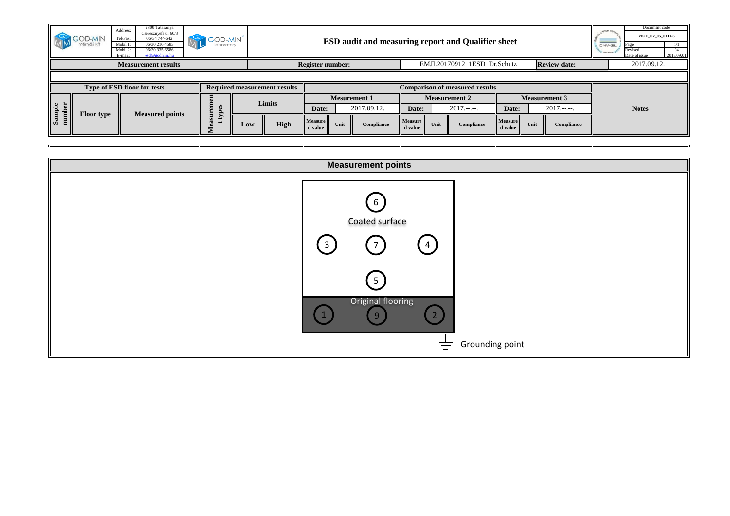| GOD-MIN mérnöki kft | Address: 2800 Tatabánya Cseresznyefa u. 60/3; Tel/Fax: 06/34 744-642; Mobil 1: 06/30 216-4583; Mobil 2: 06/30 335-6586; E-mail: esd@godmin.hu | GOD-MIN laboratory | ESD audit and measuring report and Qualifier sheet | Document code: MUF_07_05_01D-5; Page: 1/1; Revised: 04; Date of issue: 2013.09.01 |
|---|---|---|---|---|

| Measurement results | Register number: | EMJL20170912_1ESD_Dr.Schutz | Review date: | 2017.09.12. |
|---|---|---|---|---|

| Type of ESD floor for tests | | | Required measurement results | | | Comparison of measured results | | | | | | | | | Notes |
|---|---|---|---|---|---|---|---|---|---|---|---|---|---|---|---|
| Sample number | Floor type | Measured points | Measurement types | Limits | | Mesurement 1 | | | Measurement 2 | | | Measurement 3 | | | |
| | | | | | | Date: | 2017.09.12. | | Date: | 2017.--.--. | | Date: | 2017.--.--. | | |
| | | | | Low | High | Measured value | Unit | Compliance | Measured value | Unit | Compliance | Measured value | Unit | Compliance | |

## Measurement points

Coated surface: 6, 3, 7, 4, 5

Original flooring: 1, 9, 2

Grounding point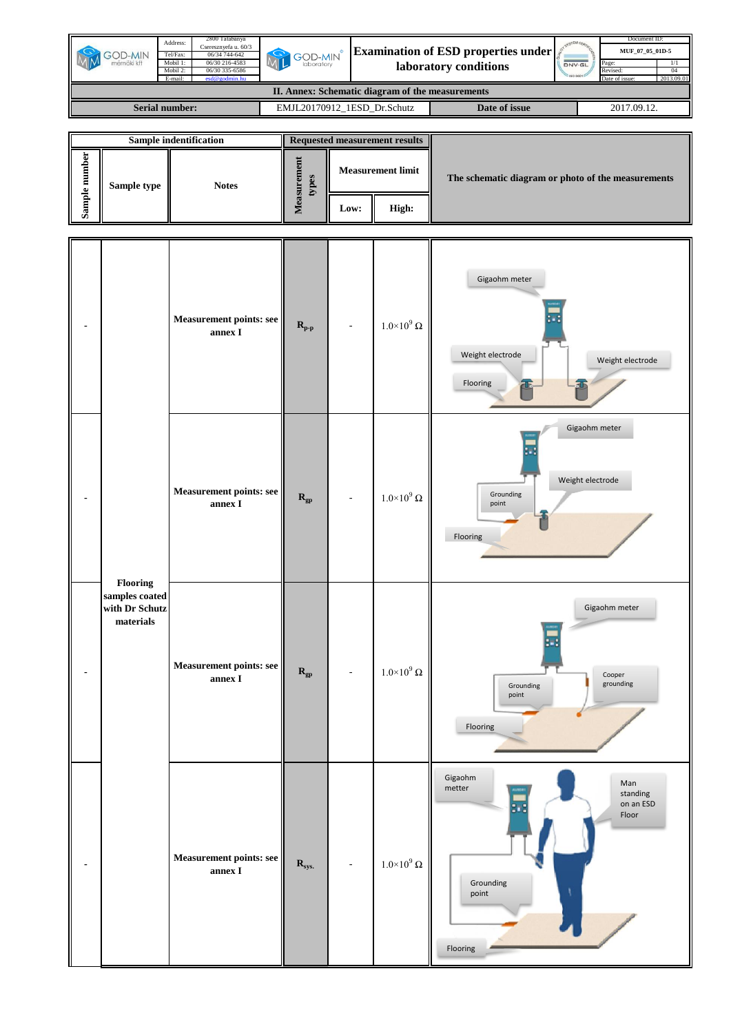| | | | | |
|---|---|---|---|---|
| GOD-MIN mérnöki kft | Address: 2800 Tatabánya Cseresznyefa u. 60/3; Tel/Fax: 06/34 744-642; Mobil 1: 06/30 216-4583; Mobil 2: 06/30 335-6586; E-mail: esd@godmin.hu | GOD-MIN laboratory | **Examination of ESD properties under laboratory conditions** | Document ID: MUF_07_05_01D-5; Page: 1/1; Revised: 04; Date of issue: 2013.09.01 |

**II. Annex: Schematic diagram of the measurements**

| Serial number: | EMJL20170912_1ESD_Dr.Schutz | Date of issue | 2017.09.12. |
|---|---|---|---|

| Sample indentification | | | Requested measurement results | | | The schematic diagram or photo of the measurements |
|---|---|---|---|---|---|---|
| Sample number | Sample type | Notes | Measurement types | Measurement limit | | |
| | | | | Low: | High: | |
| - | Flooring samples coated with Dr Schutz materials | Measurement points: see annex I | $R_{p-p}$ | - | $1.0\times10^{9}\ \Omega$ | Gigaohm meter; Weight electrode; Weight electrode; Flooring |
| - | | Measurement points: see annex I | $R_{gp}$ | - | $1.0\times10^{9}\ \Omega$ | Gigaohm meter; Weight electrode; Grounding point; Flooring |
| - | | Measurement points: see annex I | $R_{gp}$ | - | $1.0\times10^{9}\ \Omega$ | Gigaohm meter; Cooper grounding; Grounding point; Flooring |
| - | | Measurement points: see annex I | $R_{sys.}$ | - | $1.0\times10^{9}\ \Omega$ | Gigaohm metter; Man standing on an ESD Floor; Grounding point; Flooring |